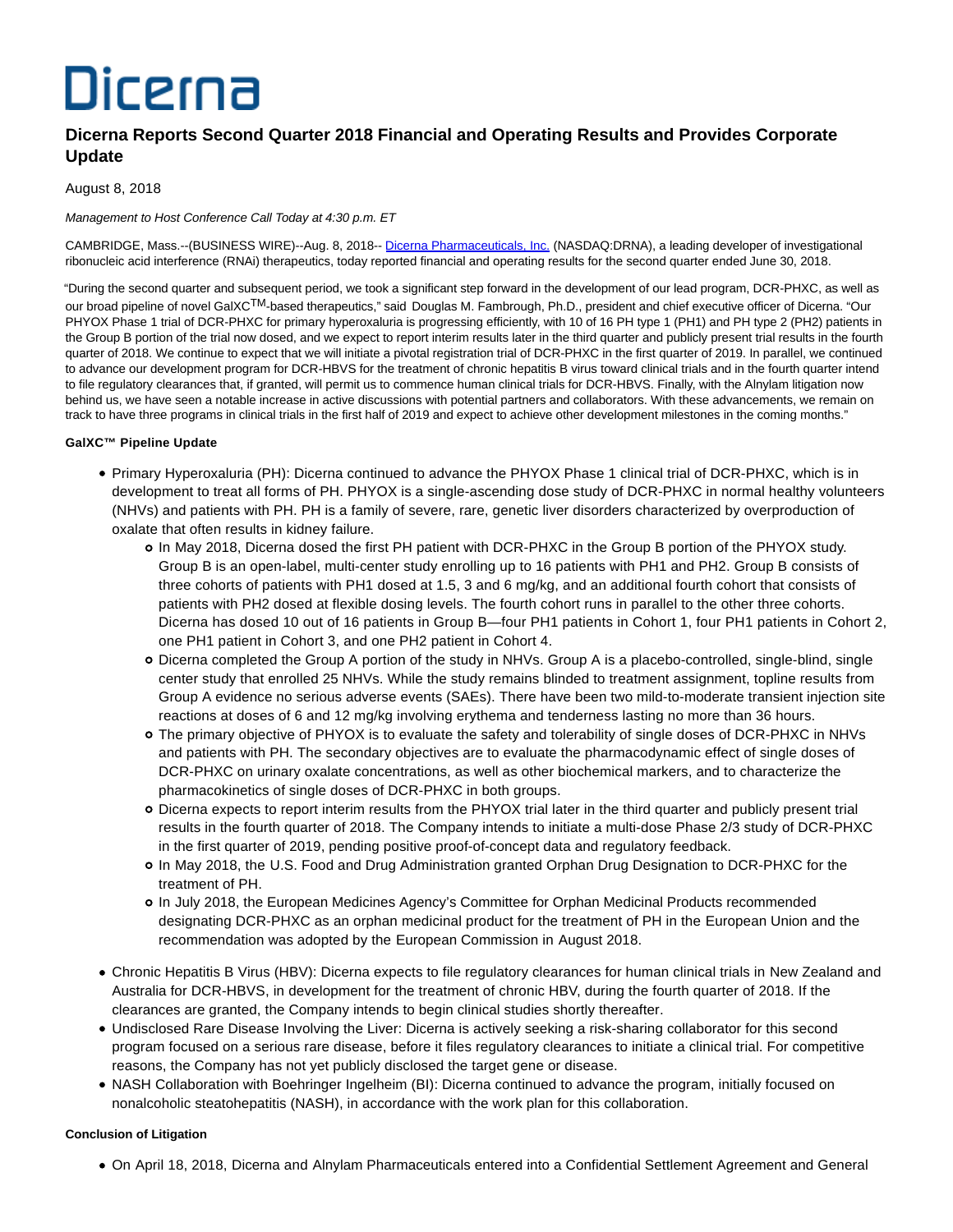# Dicerna

## Dicerna Reports Second Quarter 2018 Financial and Operating Results and Provides Corporate Update

August 8, 2018

*Management to Host Conference Call Today at 4:30 p.m. ET*

CAMBRIDGE, Mass.--(BUSINESS WIRE)--Aug. 8, 2018-- Dicerna Pharmaceuticals, Inc. (NASDAQ:DRNA), a leading developer of investigational ribonucleic acid interference (RNAi) therapeutics, today reported financial and operating results for the second quarter ended June 30, 2018.

"During the second quarter and subsequent period, we took a significant step forward in the development of our lead program, DCR-PHXC, as well as our broad pipeline of novel GalXC™-based therapeutics," said Douglas M. Fambrough, Ph.D., president and chief executive officer of Dicerna. "Our PHYOX Phase 1 trial of DCR-PHXC for primary hyperoxaluria is progressing efficiently, with 10 of 16 PH type 1 (PH1) and PH type 2 (PH2) patients in the Group B portion of the trial now dosed, and we expect to report interim results later in the third quarter and publicly present trial results in the fourth quarter of 2018. We continue to expect that we will initiate a pivotal registration trial of DCR-PHXC in the first quarter of 2019. In parallel, we continued to advance our development program for DCR-HBVS for the treatment of chronic hepatitis B virus toward clinical trials and in the fourth quarter intend to file regulatory clearances that, if granted, will permit us to commence human clinical trials for DCR-HBVS. Finally, with the Alnylam litigation now behind us, we have seen a notable increase in active discussions with potential partners and collaborators. With these advancements, we remain on track to have three programs in clinical trials in the first half of 2019 and expect to achieve other development milestones in the coming months."

**GalXC™ Pipeline Update**

- Primary Hyperoxaluria (PH): Dicerna continued to advance the PHYOX Phase 1 clinical trial of DCR-PHXC, which is in development to treat all forms of PH. PHYOX is a single-ascending dose study of DCR-PHXC in normal healthy volunteers (NHVs) and patients with PH. PH is a family of severe, rare, genetic liver disorders characterized by overproduction of oxalate that often results in kidney failure.
  - In May 2018, Dicerna dosed the first PH patient with DCR-PHXC in the Group B portion of the PHYOX study. Group B is an open-label, multi-center study enrolling up to 16 patients with PH1 and PH2. Group B consists of three cohorts of patients with PH1 dosed at 1.5, 3 and 6 mg/kg, and an additional fourth cohort that consists of patients with PH2 dosed at flexible dosing levels. The fourth cohort runs in parallel to the other three cohorts. Dicerna has dosed 10 out of 16 patients in Group B—four PH1 patients in Cohort 1, four PH1 patients in Cohort 2, one PH1 patient in Cohort 3, and one PH2 patient in Cohort 4.
  - Dicerna completed the Group A portion of the study in NHVs. Group A is a placebo-controlled, single-blind, single center study that enrolled 25 NHVs. While the study remains blinded to treatment assignment, topline results from Group A evidence no serious adverse events (SAEs). There have been two mild-to-moderate transient injection site reactions at doses of 6 and 12 mg/kg involving erythema and tenderness lasting no more than 36 hours.
  - The primary objective of PHYOX is to evaluate the safety and tolerability of single doses of DCR-PHXC in NHVs and patients with PH. The secondary objectives are to evaluate the pharmacodynamic effect of single doses of DCR-PHXC on urinary oxalate concentrations, as well as other biochemical markers, and to characterize the pharmacokinetics of single doses of DCR-PHXC in both groups.
  - Dicerna expects to report interim results from the PHYOX trial later in the third quarter and publicly present trial results in the fourth quarter of 2018. The Company intends to initiate a multi-dose Phase 2/3 study of DCR-PHXC in the first quarter of 2019, pending positive proof-of-concept data and regulatory feedback.
  - In May 2018, the U.S. Food and Drug Administration granted Orphan Drug Designation to DCR-PHXC for the treatment of PH.
  - In July 2018, the European Medicines Agency's Committee for Orphan Medicinal Products recommended designating DCR-PHXC as an orphan medicinal product for the treatment of PH in the European Union and the recommendation was adopted by the European Commission in August 2018.
- Chronic Hepatitis B Virus (HBV): Dicerna expects to file regulatory clearances for human clinical trials in New Zealand and Australia for DCR-HBVS, in development for the treatment of chronic HBV, during the fourth quarter of 2018. If the clearances are granted, the Company intends to begin clinical studies shortly thereafter.
- Undisclosed Rare Disease Involving the Liver: Dicerna is actively seeking a risk-sharing collaborator for this second program focused on a serious rare disease, before it files regulatory clearances to initiate a clinical trial. For competitive reasons, the Company has not yet publicly disclosed the target gene or disease.
- NASH Collaboration with Boehringer Ingelheim (BI): Dicerna continued to advance the program, initially focused on nonalcoholic steatohepatitis (NASH), in accordance with the work plan for this collaboration.

**Conclusion of Litigation**

- On April 18, 2018, Dicerna and Alnylam Pharmaceuticals entered into a Confidential Settlement Agreement and General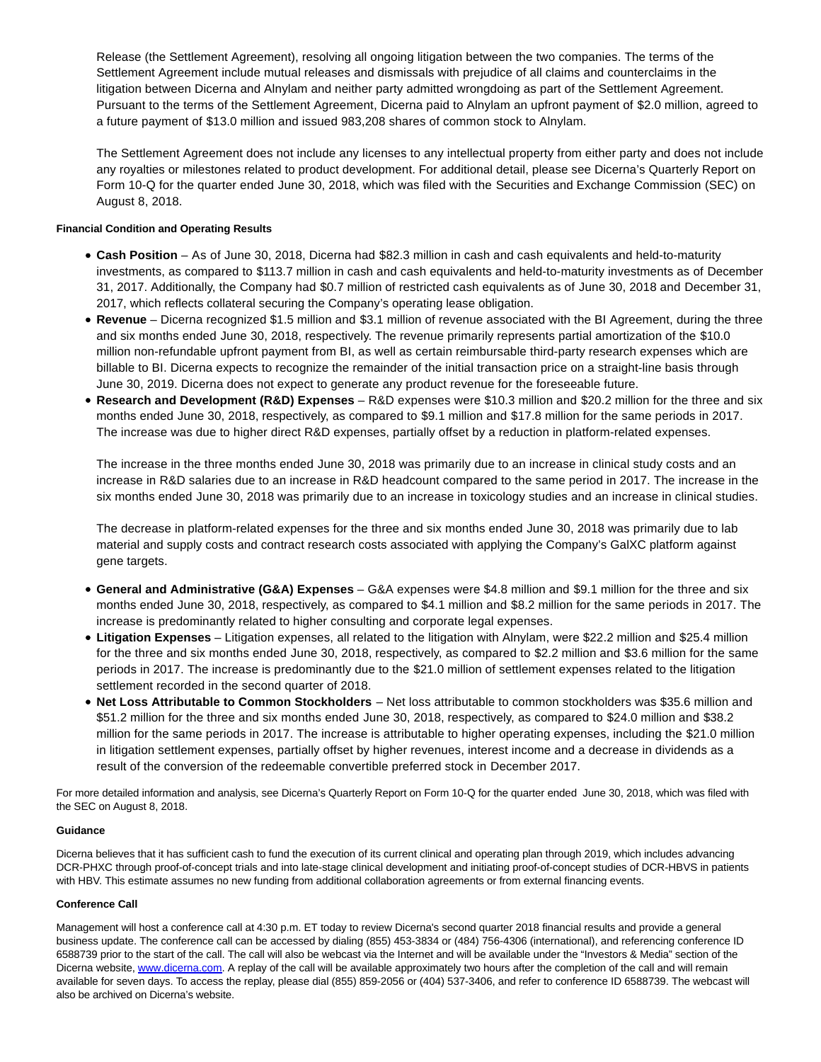Release (the Settlement Agreement), resolving all ongoing litigation between the two companies. The terms of the Settlement Agreement include mutual releases and dismissals with prejudice of all claims and counterclaims in the litigation between Dicerna and Alnylam and neither party admitted wrongdoing as part of the Settlement Agreement. Pursuant to the terms of the Settlement Agreement, Dicerna paid to Alnylam an upfront payment of $2.0 million, agreed to a future payment of $13.0 million and issued 983,208 shares of common stock to Alnylam.

The Settlement Agreement does not include any licenses to any intellectual property from either party and does not include any royalties or milestones related to product development. For additional detail, please see Dicerna's Quarterly Report on Form 10-Q for the quarter ended June 30, 2018, which was filed with the Securities and Exchange Commission (SEC) on August 8, 2018.

**Financial Condition and Operating Results**

- **Cash Position** – As of June 30, 2018, Dicerna had $82.3 million in cash and cash equivalents and held-to-maturity investments, as compared to $113.7 million in cash and cash equivalents and held-to-maturity investments as of December 31, 2017. Additionally, the Company had $0.7 million of restricted cash equivalents as of June 30, 2018 and December 31, 2017, which reflects collateral securing the Company's operating lease obligation.
- **Revenue** – Dicerna recognized $1.5 million and $3.1 million of revenue associated with the BI Agreement, during the three and six months ended June 30, 2018, respectively. The revenue primarily represents partial amortization of the $10.0 million non-refundable upfront payment from BI, as well as certain reimbursable third-party research expenses which are billable to BI. Dicerna expects to recognize the remainder of the initial transaction price on a straight-line basis through June 30, 2019. Dicerna does not expect to generate any product revenue for the foreseeable future.
- **Research and Development (R&D) Expenses** – R&D expenses were $10.3 million and $20.2 million for the three and six months ended June 30, 2018, respectively, as compared to $9.1 million and $17.8 million for the same periods in 2017. The increase was due to higher direct R&D expenses, partially offset by a reduction in platform-related expenses.

  The increase in the three months ended June 30, 2018 was primarily due to an increase in clinical study costs and an increase in R&D salaries due to an increase in R&D headcount compared to the same period in 2017. The increase in the six months ended June 30, 2018 was primarily due to an increase in toxicology studies and an increase in clinical studies.

  The decrease in platform-related expenses for the three and six months ended June 30, 2018 was primarily due to lab material and supply costs and contract research costs associated with applying the Company's GalXC platform against gene targets.

- **General and Administrative (G&A) Expenses** – G&A expenses were $4.8 million and $9.1 million for the three and six months ended June 30, 2018, respectively, as compared to $4.1 million and $8.2 million for the same periods in 2017. The increase is predominantly related to higher consulting and corporate legal expenses.
- **Litigation Expenses** – Litigation expenses, all related to the litigation with Alnylam, were $22.2 million and $25.4 million for the three and six months ended June 30, 2018, respectively, as compared to $2.2 million and $3.6 million for the same periods in 2017. The increase is predominantly due to the $21.0 million of settlement expenses related to the litigation settlement recorded in the second quarter of 2018.
- **Net Loss Attributable to Common Stockholders** – Net loss attributable to common stockholders was $35.6 million and $51.2 million for the three and six months ended June 30, 2018, respectively, as compared to $24.0 million and $38.2 million for the same periods in 2017. The increase is attributable to higher operating expenses, including the $21.0 million in litigation settlement expenses, partially offset by higher revenues, interest income and a decrease in dividends as a result of the conversion of the redeemable convertible preferred stock in December 2017.

For more detailed information and analysis, see Dicerna's Quarterly Report on Form 10-Q for the quarter ended June 30, 2018, which was filed with the SEC on August 8, 2018.

**Guidance**

Dicerna believes that it has sufficient cash to fund the execution of its current clinical and operating plan through 2019, which includes advancing DCR-PHXC through proof-of-concept trials and into late-stage clinical development and initiating proof-of-concept studies of DCR-HBVS in patients with HBV. This estimate assumes no new funding from additional collaboration agreements or from external financing events.

**Conference Call**

Management will host a conference call at 4:30 p.m. ET today to review Dicerna's second quarter 2018 financial results and provide a general business update. The conference call can be accessed by dialing (855) 453-3834 or (484) 756-4306 (international), and referencing conference ID 6588739 prior to the start of the call. The call will also be webcast via the Internet and will be available under the "Investors & Media" section of the Dicerna website, [www.dicerna.com](www.dicerna.com). A replay of the call will be available approximately two hours after the completion of the call and will remain available for seven days. To access the replay, please dial (855) 859-2056 or (404) 537-3406, and refer to conference ID 6588739. The webcast will also be archived on Dicerna's website.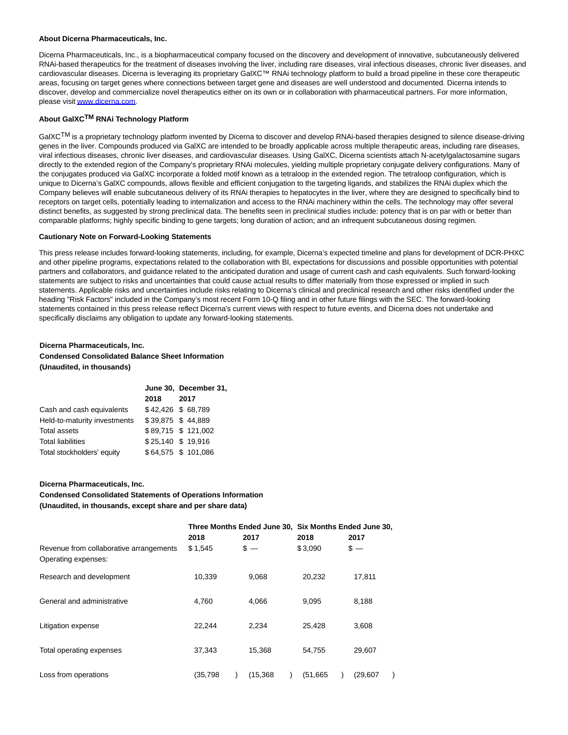**About Dicerna Pharmaceuticals, Inc.**

Dicerna Pharmaceuticals, Inc., is a biopharmaceutical company focused on the discovery and development of innovative, subcutaneously delivered RNAi-based therapeutics for the treatment of diseases involving the liver, including rare diseases, viral infectious diseases, chronic liver diseases, and cardiovascular diseases. Dicerna is leveraging its proprietary GalXC™ RNAi technology platform to build a broad pipeline in these core therapeutic areas, focusing on target genes where connections between target gene and diseases are well understood and documented. Dicerna intends to discover, develop and commercialize novel therapeutics either on its own or in collaboration with pharmaceutical partners. For more information, please visit www.dicerna.com.

**About GalXC™ RNAi Technology Platform**

GalXC™ is a proprietary technology platform invented by Dicerna to discover and develop RNAi-based therapies designed to silence disease-driving genes in the liver. Compounds produced via GalXC are intended to be broadly applicable across multiple therapeutic areas, including rare diseases, viral infectious diseases, chronic liver diseases, and cardiovascular diseases. Using GalXC, Dicerna scientists attach N-acetylgalactosamine sugars directly to the extended region of the Company's proprietary RNAi molecules, yielding multiple proprietary conjugate delivery configurations. Many of the conjugates produced via GalXC incorporate a folded motif known as a tetraloop in the extended region. The tetraloop configuration, which is unique to Dicerna's GalXC compounds, allows flexible and efficient conjugation to the targeting ligands, and stabilizes the RNAi duplex which the Company believes will enable subcutaneous delivery of its RNAi therapies to hepatocytes in the liver, where they are designed to specifically bind to receptors on target cells, potentially leading to internalization and access to the RNAi machinery within the cells. The technology may offer several distinct benefits, as suggested by strong preclinical data. The benefits seen in preclinical studies include: potency that is on par with or better than comparable platforms; highly specific binding to gene targets; long duration of action; and an infrequent subcutaneous dosing regimen.

**Cautionary Note on Forward-Looking Statements**

This press release includes forward-looking statements, including, for example, Dicerna's expected timeline and plans for development of DCR-PHXC and other pipeline programs, expectations related to the collaboration with BI, expectations for discussions and possible opportunities with potential partners and collaborators, and guidance related to the anticipated duration and usage of current cash and cash equivalents. Such forward-looking statements are subject to risks and uncertainties that could cause actual results to differ materially from those expressed or implied in such statements. Applicable risks and uncertainties include risks relating to Dicerna's clinical and preclinical research and other risks identified under the heading "Risk Factors" included in the Company's most recent Form 10-Q filing and in other future filings with the SEC. The forward-looking statements contained in this press release reflect Dicerna's current views with respect to future events, and Dicerna does not undertake and specifically disclaims any obligation to update any forward-looking statements.

**Dicerna Pharmaceuticals, Inc.**
**Condensed Consolidated Balance Sheet Information**
**(Unaudited, in thousands)**

| | June 30, 2018 | December 31, 2017 |
|---|---|---|
| Cash and cash equivalents | $ 42,426 | $ 68,789 |
| Held-to-maturity investments | $ 39,875 | $ 44,889 |
| Total assets | $ 89,715 | $ 121,002 |
| Total liabilities | $ 25,140 | $ 19,916 |
| Total stockholders' equity | $ 64,575 | $ 101,086 |

**Dicerna Pharmaceuticals, Inc.**
**Condensed Consolidated Statements of Operations Information**
**(Unaudited, in thousands, except share and per share data)**

| | Three Months Ended June 30, | | Six Months Ended June 30, | |
|---|---|---|---|---|
| | 2018 | 2017 | 2018 | 2017 |
| Revenue from collaborative arrangements | $ 1,545 | $ — | $ 3,090 | $ — |
| Operating expenses: | | | | |
| Research and development | 10,339 | 9,068 | 20,232 | 17,811 |
| General and administrative | 4,760 | 4,066 | 9,095 | 8,188 |
| Litigation expense | 22,244 | 2,234 | 25,428 | 3,608 |
| Total operating expenses | 37,343 | 15,368 | 54,755 | 29,607 |
| Loss from operations | (35,798) | (15,368) | (51,665) | (29,607) |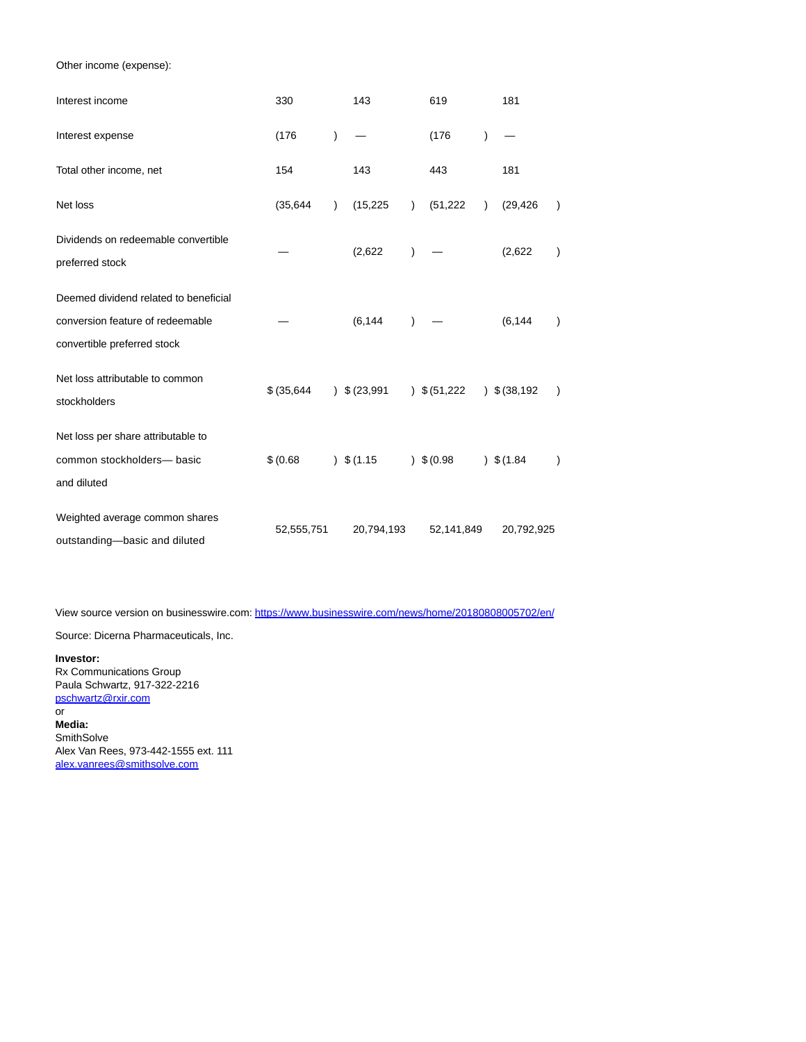| | | | | |
|---|---|---|---|---|
| Other income (expense): | | | | |
| Interest income | 330 | 143 | 619 | 181 |
| Interest expense | (176) | — | (176) | — |
| Total other income, net | 154 | 143 | 443 | 181 |
| Net loss | (35,644) | (15,225) | (51,222) | (29,426) |
| Dividends on redeemable convertible preferred stock | — | (2,622) | — | (2,622) |
| Deemed dividend related to beneficial conversion feature of redeemable convertible preferred stock | — | (6,144) | — | (6,144) |
| Net loss attributable to common stockholders | $ (35,644) | $ (23,991) | $ (51,222) | $ (38,192) |
| Net loss per share attributable to common stockholders— basic and diluted | $ (0.68) | $ (1.15) | $ (0.98) | $ (1.84) |
| Weighted average common shares outstanding—basic and diluted | 52,555,751 | 20,794,193 | 52,141,849 | 20,792,925 |

View source version on businesswire.com: https://www.businesswire.com/news/home/20180808005702/en/

Source: Dicerna Pharmaceuticals, Inc.

**Investor:**
Rx Communications Group
Paula Schwartz, 917-322-2216
pschwartz@rxir.com
or
**Media:**
SmithSolve
Alex Van Rees, 973-442-1555 ext. 111
alex.vanrees@smithsolve.com